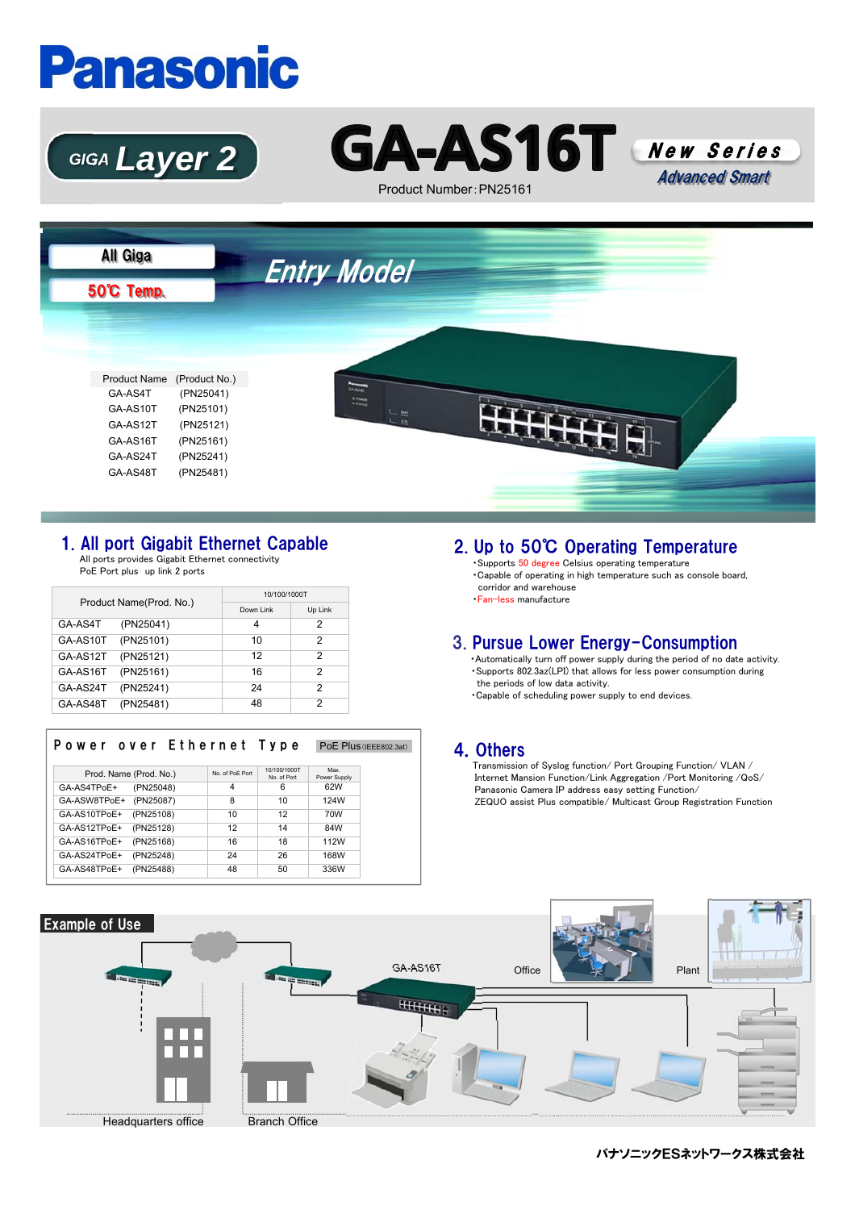# Panasonic

GIGA Layer 2

# GA-AS16T

New Series
Advanced Smart

Product Number：PN25161

All Giga

50℃ Temp.

Entry Model

| Product Name | (Product No.) |
|---|---|
| GA-AS4T | (PN25041) |
| GA-AS10T | (PN25101) |
| GA-AS12T | (PN25121) |
| GA-AS16T | (PN25161) |
| GA-AS24T | (PN25241) |
| GA-AS48T | (PN25481) |

## 1. All port Gigabit Ethernet Capable

All ports provides Gigabit Ethernet connectivity
PoE Port plus up link 2 ports

| Product Name(Prod. No.) | 10/100/1000T | |
|---|---|---|
| | Down Link | Up Link |
| GA-AS4T (PN25041) | 4 | 2 |
| GA-AS10T (PN25101) | 10 | 2 |
| GA-AS12T (PN25121) | 12 | 2 |
| GA-AS16T (PN25161) | 16 | 2 |
| GA-AS24T (PN25241) | 24 | 2 |
| GA-AS48T (PN25481) | 48 | 2 |

**Power over Ethernet Type** PoE Plus (IEEE802.3at)

| Prod. Name (Prod. No.) | No. of PoE Port | 10/100/1000T No. of Port | Max. Power Supply |
|---|---|---|---|
| GA-AS4TPoE+ (PN25048) | 4 | 6 | 62W |
| GA-ASW8TPoE+ (PN25087) | 8 | 10 | 124W |
| GA-AS10TPoE+ (PN25108) | 10 | 12 | 70W |
| GA-AS12TPoE+ (PN25128) | 12 | 14 | 84W |
| GA-AS16TPoE+ (PN25168) | 16 | 18 | 112W |
| GA-AS24TPoE+ (PN25248) | 24 | 26 | 168W |
| GA-AS48TPoE+ (PN25488) | 48 | 50 | 336W |

## 2. Up to 50℃ Operating Temperature

- Supports 50 degree Celsius operating temperature
- Capable of operating in high temperature such as console board, corridor and warehouse
- Fan-less manufacture

## 3. Pursue Lower Energy-Consumption

- Automatically turn off power supply during the period of no date activity.
- Supports 802.3az(LPI) that allows for less power consumption during the periods of low data activity.
- Capable of scheduling power supply to end devices.

## 4. Others

Transmission of Syslog function/ Port Grouping Function/ VLAN / Internet Mansion Function/Link Aggregation /Port Monitoring /QoS/ Panasonic Camera IP address easy setting Function/ ZEQUO assist Plus compatible/ Multicast Group Registration Function

## Example of Use

GA-AS16T　Office　Plant

Headquarters office　Branch Office

パナソニックESネットワークス株式会社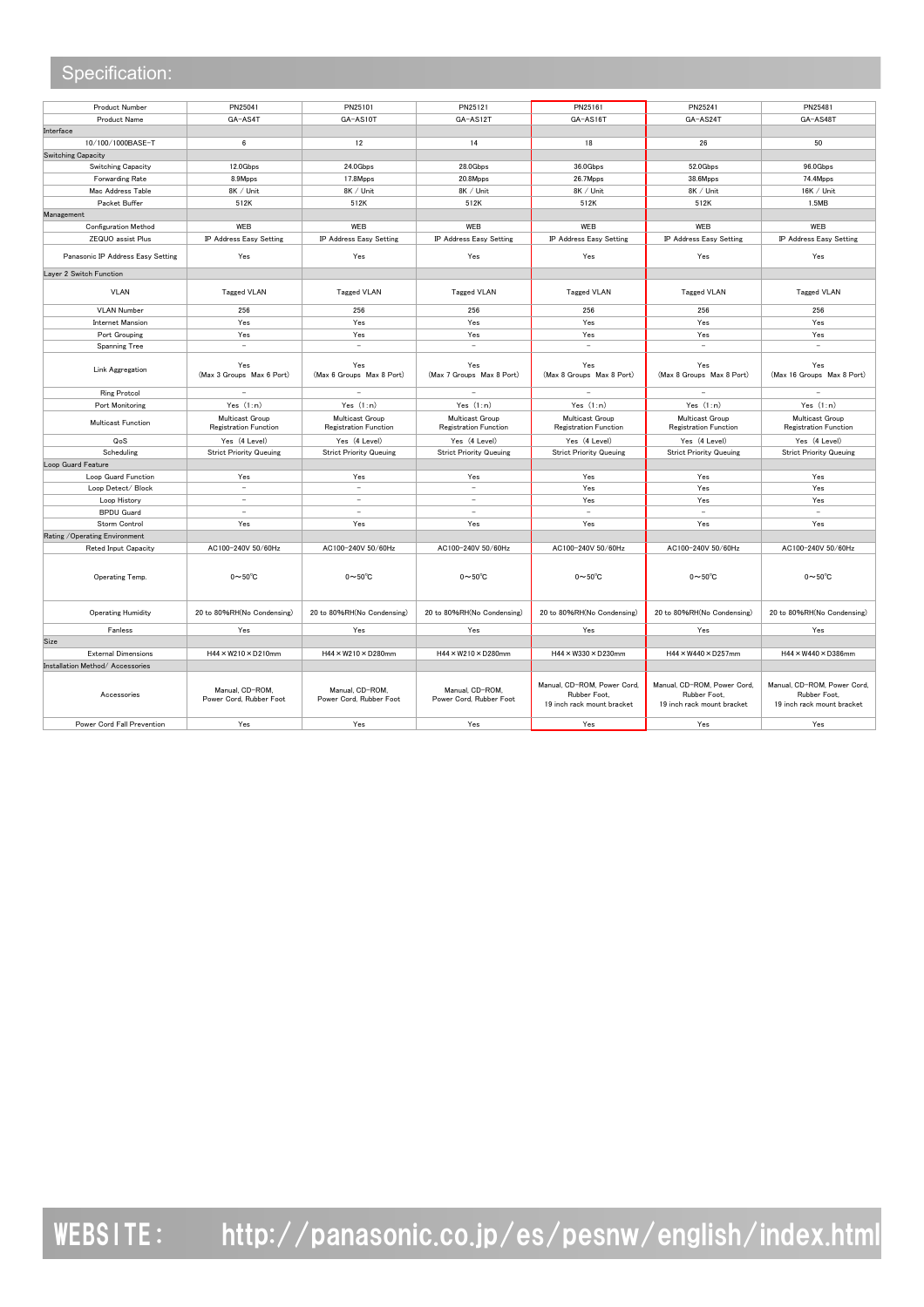## Specification:

| Product Number | PN25041 | PN25101 | PN25121 | PN25161 | PN25241 | PN25481 |
|---|---|---|---|---|---|---|
| Product Name | GA-AS4T | GA-AS10T | GA-AS12T | GA-AS16T | GA-AS24T | GA-AS48T |
| Interface | | | | | | |
| 10/100/1000BASE-T | 6 | 12 | 14 | 18 | 26 | 50 |
| Switching Capacity | | | | | | |
| Switching Capacity | 12.0Gbps | 24.0Gbps | 28.0Gbps | 36.0Gbps | 52.0Gbps | 96.0Gbps |
| Forwarding Rate | 8.9Mpps | 17.8Mpps | 20.8Mpps | 26.7Mpps | 38.6Mpps | 74.4Mpps |
| Mac Address Table | 8K / Unit | 8K / Unit | 8K / Unit | 8K / Unit | 8K / Unit | 16K / Unit |
| Packet Buffer | 512K | 512K | 512K | 512K | 512K | 1.5MB |
| Management | | | | | | |
| Configuration Method | WEB | WEB | WEB | WEB | WEB | WEB |
| ZEQUO assist Plus | IP Address Easy Setting | IP Address Easy Setting | IP Address Easy Setting | IP Address Easy Setting | IP Address Easy Setting | IP Address Easy Setting |
| Panasonic IP Address Easy Setting | Yes | Yes | Yes | Yes | Yes | Yes |
| Layer 2 Switch Function | | | | | | |
| VLAN | Tagged VLAN | Tagged VLAN | Tagged VLAN | Tagged VLAN | Tagged VLAN | Tagged VLAN |
| VLAN Number | 256 | 256 | 256 | 256 | 256 | 256 |
| Internet Mansion | Yes | Yes | Yes | Yes | Yes | Yes |
| Port Grouping | Yes | Yes | Yes | Yes | Yes | Yes |
| Spanning Tree | – | – | – | – | – | – |
| Link Aggregation | Yes (Max 3 Groups Max 6 Port) | Yes (Max 6 Groups Max 8 Port) | Yes (Max 7 Groups Max 8 Port) | Yes (Max 8 Groups Max 8 Port) | Yes (Max 8 Groups Max 8 Port) | Yes (Max 16 Groups Max 8 Port) |
| Ring Protcol | – | – | – | – | – | – |
| Port Monitoring | Yes (1:n) | Yes (1:n) | Yes (1:n) | Yes (1:n) | Yes (1:n) | Yes (1:n) |
| Multicast Function | Multicast Group Registration Function | Multicast Group Registration Function | Multicast Group Registration Function | Multicast Group Registration Function | Multicast Group Registration Function | Multicast Group Registration Function |
| QoS | Yes (4 Level) | Yes (4 Level) | Yes (4 Level) | Yes (4 Level) | Yes (4 Level) | Yes (4 Level) |
| Scheduling | Strict Priority Queuing | Strict Priority Queuing | Strict Priority Queuing | Strict Priority Queuing | Strict Priority Queuing | Strict Priority Queuing |
| Loop Guard Feature | | | | | | |
| Loop Guard Function | Yes | Yes | Yes | Yes | Yes | Yes |
| Loop Detect/ Block | – | – | – | Yes | Yes | Yes |
| Loop History | – | – | – | Yes | Yes | Yes |
| BPDU Guard | – | – | – | – | – | – |
| Storm Control | Yes | Yes | Yes | Yes | Yes | Yes |
| Rating /Operating Environment | | | | | | |
| Reted Input Capacity | AC100-240V 50/60Hz | AC100-240V 50/60Hz | AC100-240V 50/60Hz | AC100-240V 50/60Hz | AC100-240V 50/60Hz | AC100-240V 50/60Hz |
| Operating Temp. | 0～50℃ | 0～50℃ | 0～50℃ | 0～50℃ | 0～50℃ | 0～50℃ |
| Operating Humidity | 20 to 80%RH(No Condensing) | 20 to 80%RH(No Condensing) | 20 to 80%RH(No Condensing) | 20 to 80%RH(No Condensing) | 20 to 80%RH(No Condensing) | 20 to 80%RH(No Condensing) |
| Fanless | Yes | Yes | Yes | Yes | Yes | Yes |
| Size | | | | | | |
| External Dimensions | H44×W210×D210mm | H44×W210×D280mm | H44×W210×D280mm | H44×W330×D230mm | H44×W440×D257mm | H44×W440×D386mm |
| Installation Method/ Accessories | | | | | | |
| Accessories | Manual, CD-ROM, Power Cord, Rubber Foot | Manual, CD-ROM, Power Cord, Rubber Foot | Manual, CD-ROM, Power Cord, Rubber Foot | Manual, CD-ROM, Power Cord, Rubber Foot, 19 inch rack mount bracket | Manual, CD-ROM, Power Cord, Rubber Foot, 19 inch rack mount bracket | Manual, CD-ROM, Power Cord, Rubber Foot, 19 inch rack mount bracket |
| Power Cord Fall Prevention | Yes | Yes | Yes | Yes | Yes | Yes |

WEBSITE: http://panasonic.co.jp/es/pesnw/english/index.html